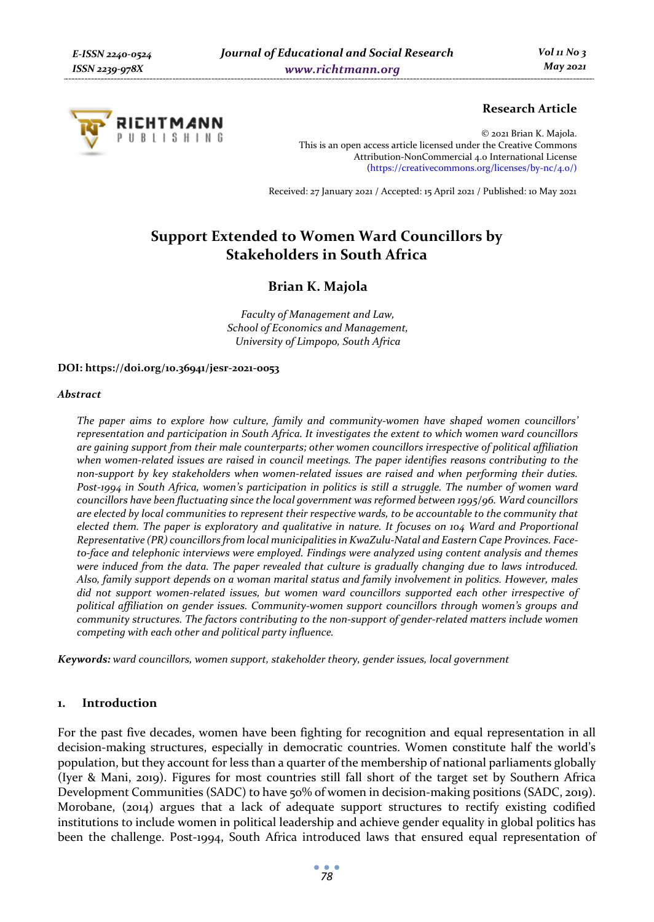**Research Article**

© 2021 Brian K. Majola.
This is an open access article licensed under the Creative Commons Attribution-NonCommercial 4.0 International License (https://creativecommons.org/licenses/by-nc/4.0/)

Received: 27 January 2021 / Accepted: 15 April 2021 / Published: 10 May 2021

# Support Extended to Women Ward Councillors by Stakeholders in South Africa

## Brian K. Majola

*Faculty of Management and Law,*
*School of Economics and Management,*
*University of Limpopo, South Africa*

**DOI: https://doi.org/10.36941/jesr-2021-0053**

***Abstract***

*The paper aims to explore how culture, family and community-women have shaped women councillors' representation and participation in South Africa. It investigates the extent to which women ward councillors are gaining support from their male counterparts; other women councillors irrespective of political affiliation when women-related issues are raised in council meetings. The paper identifies reasons contributing to the non-support by key stakeholders when women-related issues are raised and when performing their duties. Post-1994 in South Africa, women's participation in politics is still a struggle. The number of women ward councillors have been fluctuating since the local government was reformed between 1995/96. Ward councillors are elected by local communities to represent their respective wards, to be accountable to the community that elected them. The paper is exploratory and qualitative in nature. It focuses on 104 Ward and Proportional Representative (PR) councillors from local municipalities in KwaZulu-Natal and Eastern Cape Provinces. Face-to-face and telephonic interviews were employed. Findings were analyzed using content analysis and themes were induced from the data. The paper revealed that culture is gradually changing due to laws introduced. Also, family support depends on a woman marital status and family involvement in politics. However, males did not support women-related issues, but women ward councillors supported each other irrespective of political affiliation on gender issues. Community-women support councillors through women's groups and community structures. The factors contributing to the non-support of gender-related matters include women competing with each other and political party influence.*

***Keywords:*** *ward councillors, women support, stakeholder theory, gender issues, local government*

## 1. Introduction

For the past five decades, women have been fighting for recognition and equal representation in all decision-making structures, especially in democratic countries. Women constitute half the world's population, but they account for less than a quarter of the membership of national parliaments globally (Iyer & Mani, 2019). Figures for most countries still fall short of the target set by Southern Africa Development Communities (SADC) to have 50% of women in decision-making positions (SADC, 2019). Morobane, (2014) argues that a lack of adequate support structures to rectify existing codified institutions to include women in political leadership and achieve gender equality in global politics has been the challenge. Post-1994, South Africa introduced laws that ensured equal representation of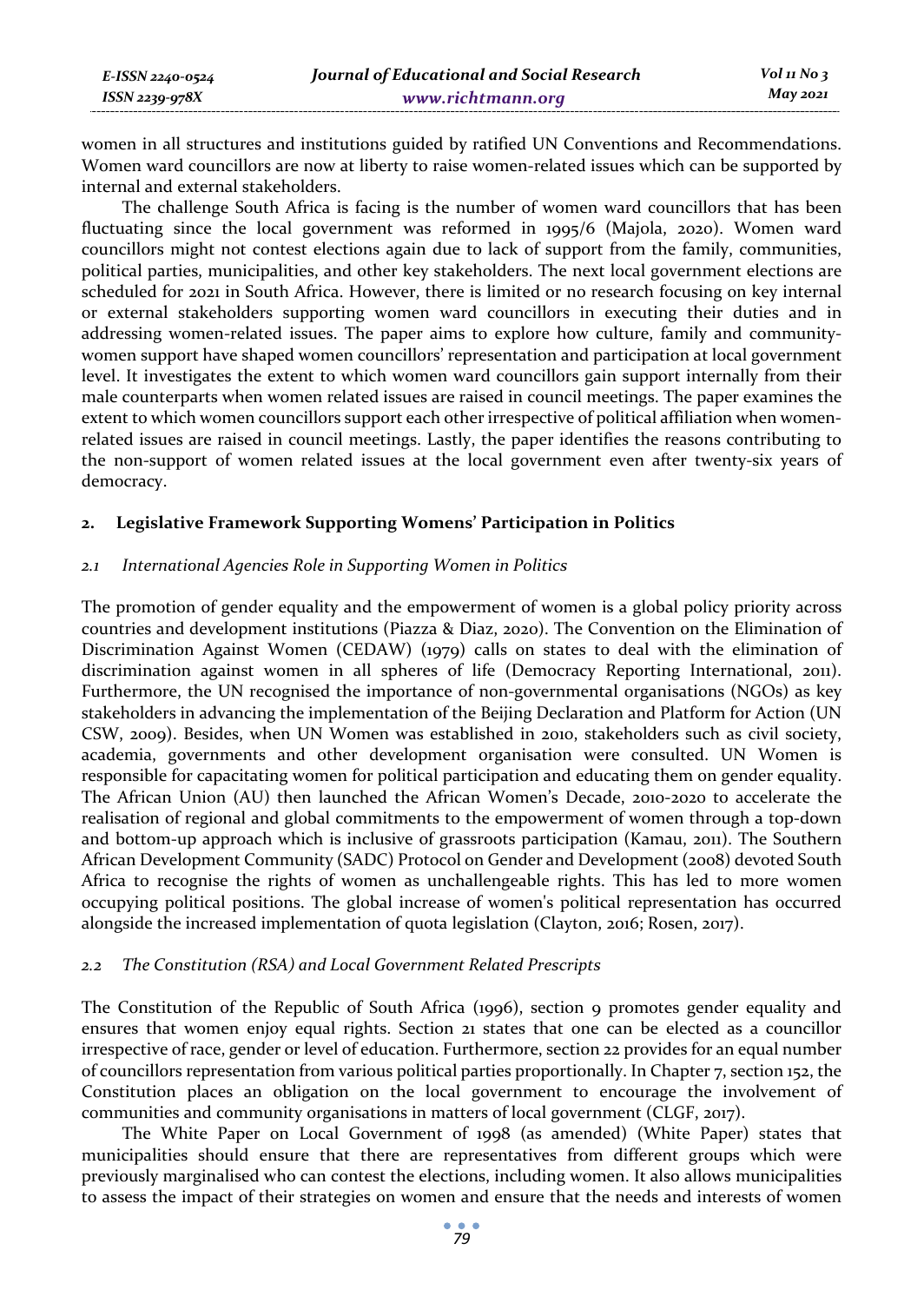women in all structures and institutions guided by ratified UN Conventions and Recommendations. Women ward councillors are now at liberty to raise women-related issues which can be supported by internal and external stakeholders.

The challenge South Africa is facing is the number of women ward councillors that has been fluctuating since the local government was reformed in 1995/6 (Majola, 2020). Women ward councillors might not contest elections again due to lack of support from the family, communities, political parties, municipalities, and other key stakeholders. The next local government elections are scheduled for 2021 in South Africa. However, there is limited or no research focusing on key internal or external stakeholders supporting women ward councillors in executing their duties and in addressing women-related issues. The paper aims to explore how culture, family and community-women support have shaped women councillors' representation and participation at local government level. It investigates the extent to which women ward councillors gain support internally from their male counterparts when women related issues are raised in council meetings. The paper examines the extent to which women councillors support each other irrespective of political affiliation when women-related issues are raised in council meetings. Lastly, the paper identifies the reasons contributing to the non-support of women related issues at the local government even after twenty-six years of democracy.

## 2. Legislative Framework Supporting Womens' Participation in Politics

### *2.1 International Agencies Role in Supporting Women in Politics*

The promotion of gender equality and the empowerment of women is a global policy priority across countries and development institutions (Piazza & Diaz, 2020). The Convention on the Elimination of Discrimination Against Women (CEDAW) (1979) calls on states to deal with the elimination of discrimination against women in all spheres of life (Democracy Reporting International, 2011). Furthermore, the UN recognised the importance of non-governmental organisations (NGOs) as key stakeholders in advancing the implementation of the Beijing Declaration and Platform for Action (UN CSW, 2009). Besides, when UN Women was established in 2010, stakeholders such as civil society, academia, governments and other development organisation were consulted. UN Women is responsible for capacitating women for political participation and educating them on gender equality. The African Union (AU) then launched the African Women's Decade, 2010-2020 to accelerate the realisation of regional and global commitments to the empowerment of women through a top-down and bottom-up approach which is inclusive of grassroots participation (Kamau, 2011). The Southern African Development Community (SADC) Protocol on Gender and Development (2008) devoted South Africa to recognise the rights of women as unchallengeable rights. This has led to more women occupying political positions. The global increase of women's political representation has occurred alongside the increased implementation of quota legislation (Clayton, 2016; Rosen, 2017).

### *2.2 The Constitution (RSA) and Local Government Related Prescripts*

The Constitution of the Republic of South Africa (1996), section 9 promotes gender equality and ensures that women enjoy equal rights. Section 21 states that one can be elected as a councillor irrespective of race, gender or level of education. Furthermore, section 22 provides for an equal number of councillors representation from various political parties proportionally. In Chapter 7, section 152, the Constitution places an obligation on the local government to encourage the involvement of communities and community organisations in matters of local government (CLGF, 2017).

The White Paper on Local Government of 1998 (as amended) (White Paper) states that municipalities should ensure that there are representatives from different groups which were previously marginalised who can contest the elections, including women. It also allows municipalities to assess the impact of their strategies on women and ensure that the needs and interests of women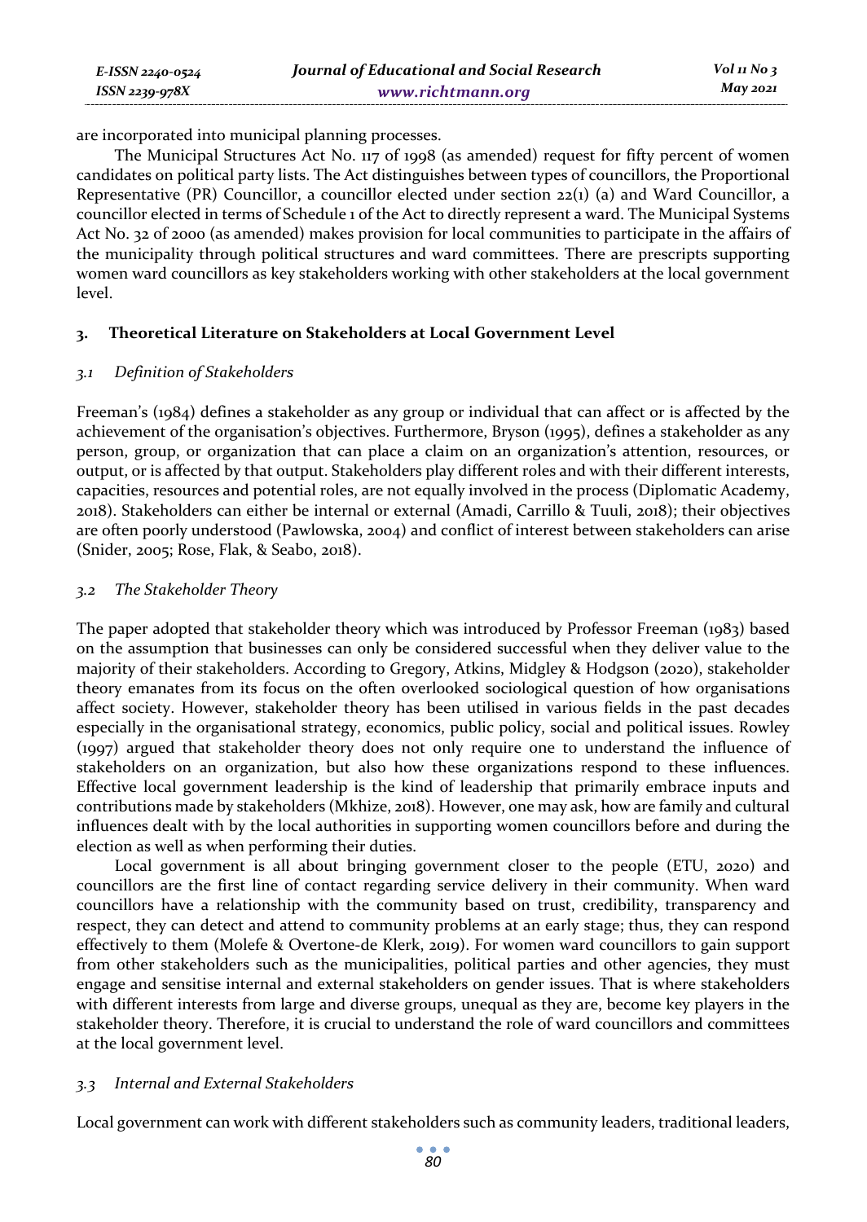are incorporated into municipal planning processes.

The Municipal Structures Act No. 117 of 1998 (as amended) request for fifty percent of women candidates on political party lists. The Act distinguishes between types of councillors, the Proportional Representative (PR) Councillor, a councillor elected under section 22(1) (a) and Ward Councillor, a councillor elected in terms of Schedule 1 of the Act to directly represent a ward. The Municipal Systems Act No. 32 of 2000 (as amended) makes provision for local communities to participate in the affairs of the municipality through political structures and ward committees. There are prescripts supporting women ward councillors as key stakeholders working with other stakeholders at the local government level.

## 3. Theoretical Literature on Stakeholders at Local Government Level

### *3.1 Definition of Stakeholders*

Freeman's (1984) defines a stakeholder as any group or individual that can affect or is affected by the achievement of the organisation's objectives. Furthermore, Bryson (1995), defines a stakeholder as any person, group, or organization that can place a claim on an organization's attention, resources, or output, or is affected by that output. Stakeholders play different roles and with their different interests, capacities, resources and potential roles, are not equally involved in the process (Diplomatic Academy, 2018). Stakeholders can either be internal or external (Amadi, Carrillo & Tuuli, 2018); their objectives are often poorly understood (Pawlowska, 2004) and conflict of interest between stakeholders can arise (Snider, 2005; Rose, Flak, & Seabo, 2018).

### *3.2 The Stakeholder Theory*

The paper adopted that stakeholder theory which was introduced by Professor Freeman (1983) based on the assumption that businesses can only be considered successful when they deliver value to the majority of their stakeholders. According to Gregory, Atkins, Midgley & Hodgson (2020), stakeholder theory emanates from its focus on the often overlooked sociological question of how organisations affect society. However, stakeholder theory has been utilised in various fields in the past decades especially in the organisational strategy, economics, public policy, social and political issues. Rowley (1997) argued that stakeholder theory does not only require one to understand the influence of stakeholders on an organization, but also how these organizations respond to these influences. Effective local government leadership is the kind of leadership that primarily embrace inputs and contributions made by stakeholders (Mkhize, 2018). However, one may ask, how are family and cultural influences dealt with by the local authorities in supporting women councillors before and during the election as well as when performing their duties.

Local government is all about bringing government closer to the people (ETU, 2020) and councillors are the first line of contact regarding service delivery in their community. When ward councillors have a relationship with the community based on trust, credibility, transparency and respect, they can detect and attend to community problems at an early stage; thus, they can respond effectively to them (Molefe & Overtone-de Klerk, 2019). For women ward councillors to gain support from other stakeholders such as the municipalities, political parties and other agencies, they must engage and sensitise internal and external stakeholders on gender issues. That is where stakeholders with different interests from large and diverse groups, unequal as they are, become key players in the stakeholder theory. Therefore, it is crucial to understand the role of ward councillors and committees at the local government level.

### *3.3 Internal and External Stakeholders*

Local government can work with different stakeholders such as community leaders, traditional leaders,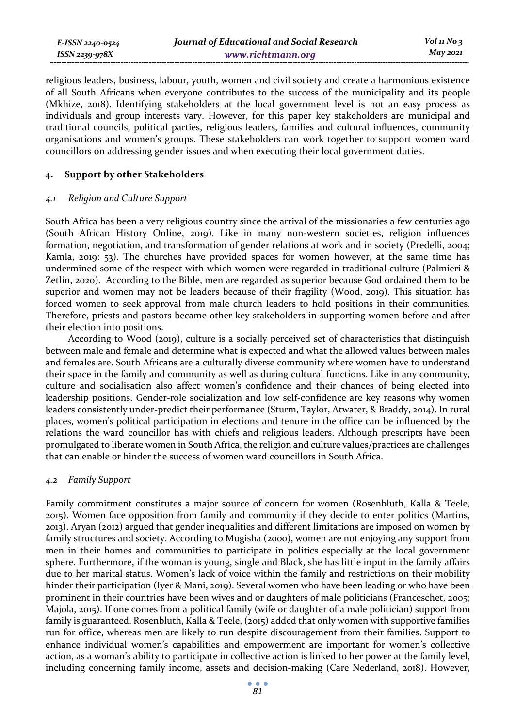religious leaders, business, labour, youth, women and civil society and create a harmonious existence of all South Africans when everyone contributes to the success of the municipality and its people (Mkhize, 2018). Identifying stakeholders at the local government level is not an easy process as individuals and group interests vary. However, for this paper key stakeholders are municipal and traditional councils, political parties, religious leaders, families and cultural influences, community organisations and women's groups. These stakeholders can work together to support women ward councillors on addressing gender issues and when executing their local government duties.

## 4. Support by other Stakeholders

### *4.1 Religion and Culture Support*

South Africa has been a very religious country since the arrival of the missionaries a few centuries ago (South African History Online, 2019). Like in many non-western societies, religion influences formation, negotiation, and transformation of gender relations at work and in society (Predelli, 2004; Kamla, 2019: 53). The churches have provided spaces for women however, at the same time has undermined some of the respect with which women were regarded in traditional culture (Palmieri & Zetlin, 2020). According to the Bible, men are regarded as superior because God ordained them to be superior and women may not be leaders because of their fragility (Wood, 2019). This situation has forced women to seek approval from male church leaders to hold positions in their communities. Therefore, priests and pastors became other key stakeholders in supporting women before and after their election into positions.

According to Wood (2019), culture is a socially perceived set of characteristics that distinguish between male and female and determine what is expected and what the allowed values between males and females are. South Africans are a culturally diverse community where women have to understand their space in the family and community as well as during cultural functions. Like in any community, culture and socialisation also affect women's confidence and their chances of being elected into leadership positions. Gender-role socialization and low self-confidence are key reasons why women leaders consistently under-predict their performance (Sturm, Taylor, Atwater, & Braddy, 2014). In rural places, women's political participation in elections and tenure in the office can be influenced by the relations the ward councillor has with chiefs and religious leaders. Although prescripts have been promulgated to liberate women in South Africa, the religion and culture values/practices are challenges that can enable or hinder the success of women ward councillors in South Africa.

### *4.2 Family Support*

Family commitment constitutes a major source of concern for women (Rosenbluth, Kalla & Teele, 2015). Women face opposition from family and community if they decide to enter politics (Martins, 2013). Aryan (2012) argued that gender inequalities and different limitations are imposed on women by family structures and society. According to Mugisha (2000), women are not enjoying any support from men in their homes and communities to participate in politics especially at the local government sphere. Furthermore, if the woman is young, single and Black, she has little input in the family affairs due to her marital status. Women's lack of voice within the family and restrictions on their mobility hinder their participation (Iyer & Mani, 2019). Several women who have been leading or who have been prominent in their countries have been wives and or daughters of male politicians (Franceschet, 2005; Majola, 2015). If one comes from a political family (wife or daughter of a male politician) support from family is guaranteed. Rosenbluth, Kalla & Teele, (2015) added that only women with supportive families run for office, whereas men are likely to run despite discouragement from their families. Support to enhance individual women's capabilities and empowerment are important for women's collective action, as a woman's ability to participate in collective action is linked to her power at the family level, including concerning family income, assets and decision-making (Care Nederland, 2018). However,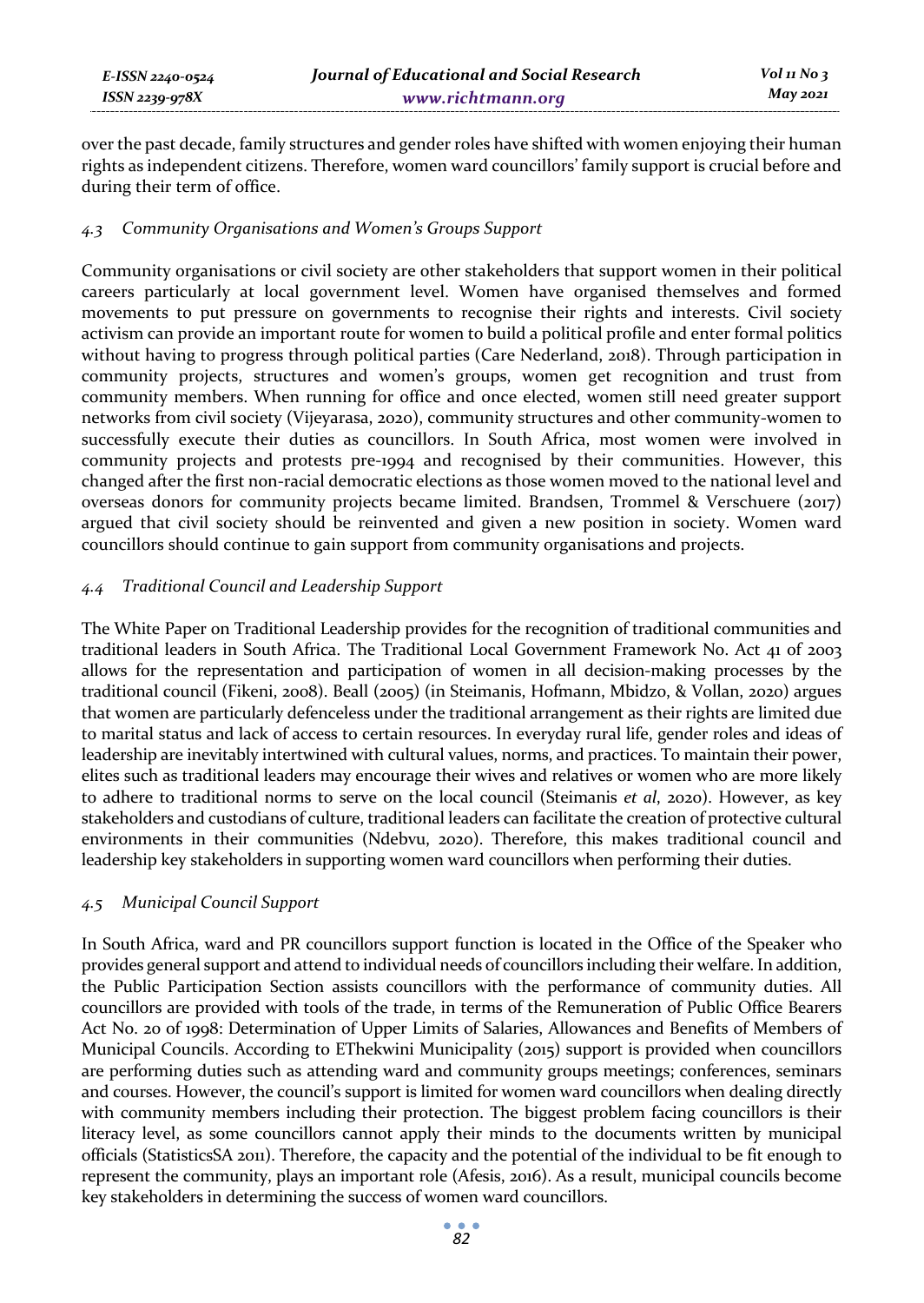over the past decade, family structures and gender roles have shifted with women enjoying their human rights as independent citizens. Therefore, women ward councillors' family support is crucial before and during their term of office.

### *4.3 Community Organisations and Women's Groups Support*

Community organisations or civil society are other stakeholders that support women in their political careers particularly at local government level. Women have organised themselves and formed movements to put pressure on governments to recognise their rights and interests. Civil society activism can provide an important route for women to build a political profile and enter formal politics without having to progress through political parties (Care Nederland, 2018). Through participation in community projects, structures and women's groups, women get recognition and trust from community members. When running for office and once elected, women still need greater support networks from civil society (Vijeyarasa, 2020), community structures and other community-women to successfully execute their duties as councillors. In South Africa, most women were involved in community projects and protests pre-1994 and recognised by their communities. However, this changed after the first non-racial democratic elections as those women moved to the national level and overseas donors for community projects became limited. Brandsen, Trommel & Verschuere (2017) argued that civil society should be reinvented and given a new position in society. Women ward councillors should continue to gain support from community organisations and projects.

### *4.4 Traditional Council and Leadership Support*

The White Paper on Traditional Leadership provides for the recognition of traditional communities and traditional leaders in South Africa. The Traditional Local Government Framework No. Act 41 of 2003 allows for the representation and participation of women in all decision-making processes by the traditional council (Fikeni, 2008). Beall (2005) (in Steimanis, Hofmann, Mbidzo, & Vollan, 2020) argues that women are particularly defenceless under the traditional arrangement as their rights are limited due to marital status and lack of access to certain resources. In everyday rural life, gender roles and ideas of leadership are inevitably intertwined with cultural values, norms, and practices. To maintain their power, elites such as traditional leaders may encourage their wives and relatives or women who are more likely to adhere to traditional norms to serve on the local council (Steimanis *et al*, 2020). However, as key stakeholders and custodians of culture, traditional leaders can facilitate the creation of protective cultural environments in their communities (Ndebvu, 2020). Therefore, this makes traditional council and leadership key stakeholders in supporting women ward councillors when performing their duties.

### *4.5 Municipal Council Support*

In South Africa, ward and PR councillors support function is located in the Office of the Speaker who provides general support and attend to individual needs of councillors including their welfare. In addition, the Public Participation Section assists councillors with the performance of community duties. All councillors are provided with tools of the trade, in terms of the Remuneration of Public Office Bearers Act No. 20 of 1998: Determination of Upper Limits of Salaries, Allowances and Benefits of Members of Municipal Councils. According to EThekwini Municipality (2015) support is provided when councillors are performing duties such as attending ward and community groups meetings; conferences, seminars and courses. However, the council's support is limited for women ward councillors when dealing directly with community members including their protection. The biggest problem facing councillors is their literacy level, as some councillors cannot apply their minds to the documents written by municipal officials (StatisticsSA 2011). Therefore, the capacity and the potential of the individual to be fit enough to represent the community, plays an important role (Afesis, 2016). As a result, municipal councils become key stakeholders in determining the success of women ward councillors.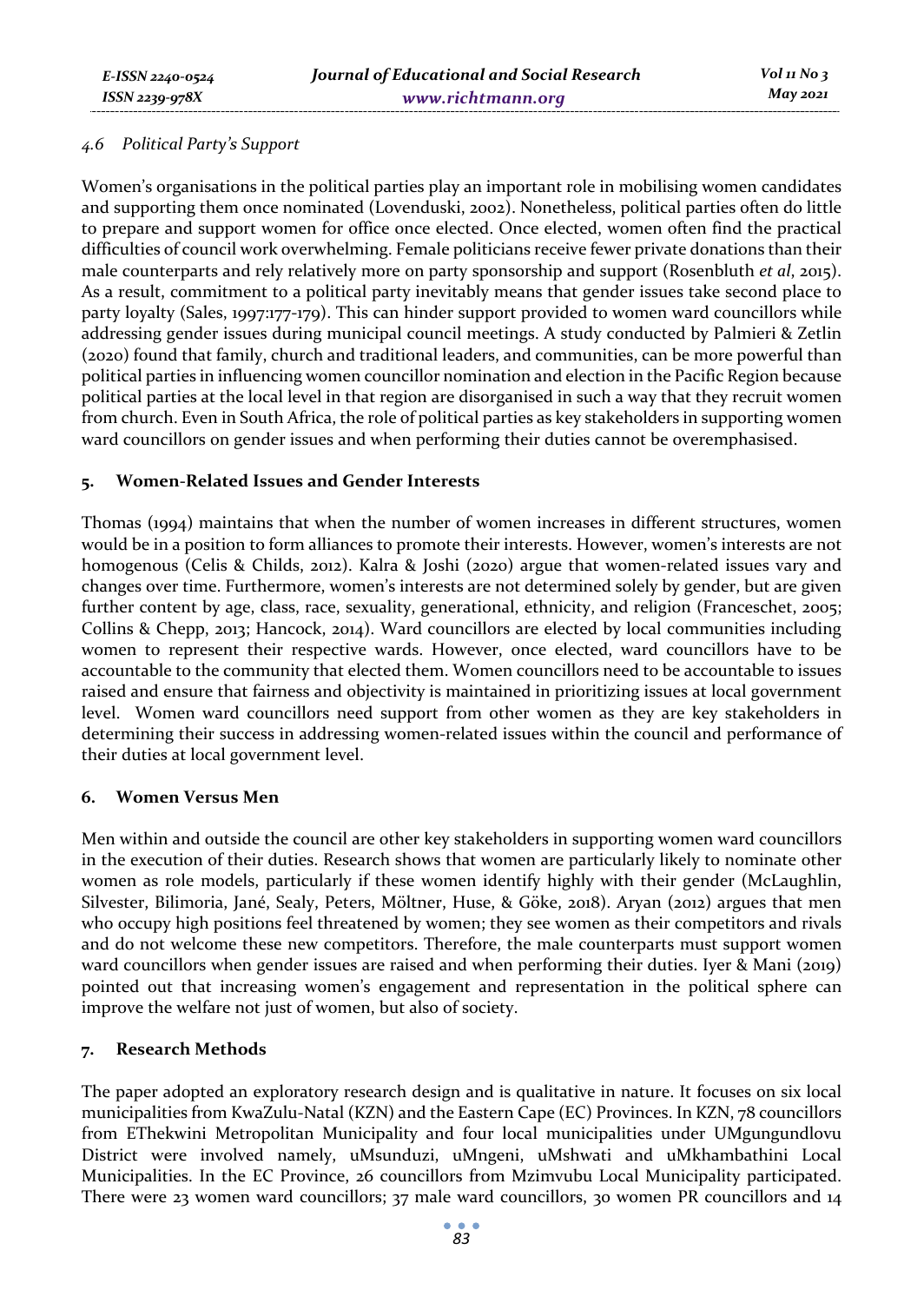### 4.6 *Political Party's Support*

Women's organisations in the political parties play an important role in mobilising women candidates and supporting them once nominated (Lovenduski, 2002). Nonetheless, political parties often do little to prepare and support women for office once elected. Once elected, women often find the practical difficulties of council work overwhelming. Female politicians receive fewer private donations than their male counterparts and rely relatively more on party sponsorship and support (Rosenbluth *et al*, 2015). As a result, commitment to a political party inevitably means that gender issues take second place to party loyalty (Sales, 1997:177-179). This can hinder support provided to women ward councillors while addressing gender issues during municipal council meetings. A study conducted by Palmieri & Zetlin (2020) found that family, church and traditional leaders, and communities, can be more powerful than political parties in influencing women councillor nomination and election in the Pacific Region because political parties at the local level in that region are disorganised in such a way that they recruit women from church. Even in South Africa, the role of political parties as key stakeholders in supporting women ward councillors on gender issues and when performing their duties cannot be overemphasised.

## 5. Women-Related Issues and Gender Interests

Thomas (1994) maintains that when the number of women increases in different structures, women would be in a position to form alliances to promote their interests. However, women's interests are not homogenous (Celis & Childs, 2012). Kalra & Joshi (2020) argue that women-related issues vary and changes over time. Furthermore, women's interests are not determined solely by gender, but are given further content by age, class, race, sexuality, generational, ethnicity, and religion (Franceschet, 2005; Collins & Chepp, 2013; Hancock, 2014). Ward councillors are elected by local communities including women to represent their respective wards. However, once elected, ward councillors have to be accountable to the community that elected them. Women councillors need to be accountable to issues raised and ensure that fairness and objectivity is maintained in prioritizing issues at local government level. Women ward councillors need support from other women as they are key stakeholders in determining their success in addressing women-related issues within the council and performance of their duties at local government level.

## 6. Women Versus Men

Men within and outside the council are other key stakeholders in supporting women ward councillors in the execution of their duties. Research shows that women are particularly likely to nominate other women as role models, particularly if these women identify highly with their gender (McLaughlin, Silvester, Bilimoria, Jané, Sealy, Peters, Möltner, Huse, & Göke, 2018). Aryan (2012) argues that men who occupy high positions feel threatened by women; they see women as their competitors and rivals and do not welcome these new competitors. Therefore, the male counterparts must support women ward councillors when gender issues are raised and when performing their duties. Iyer & Mani (2019) pointed out that increasing women's engagement and representation in the political sphere can improve the welfare not just of women, but also of society.

## 7. Research Methods

The paper adopted an exploratory research design and is qualitative in nature. It focuses on six local municipalities from KwaZulu-Natal (KZN) and the Eastern Cape (EC) Provinces. In KZN, 78 councillors from EThekwini Metropolitan Municipality and four local municipalities under UMgungundlovu District were involved namely, uMsunduzi, uMngeni, uMshwati and uMkhambathini Local Municipalities. In the EC Province, 26 councillors from Mzimvubu Local Municipality participated. There were 23 women ward councillors; 37 male ward councillors, 30 women PR councillors and 14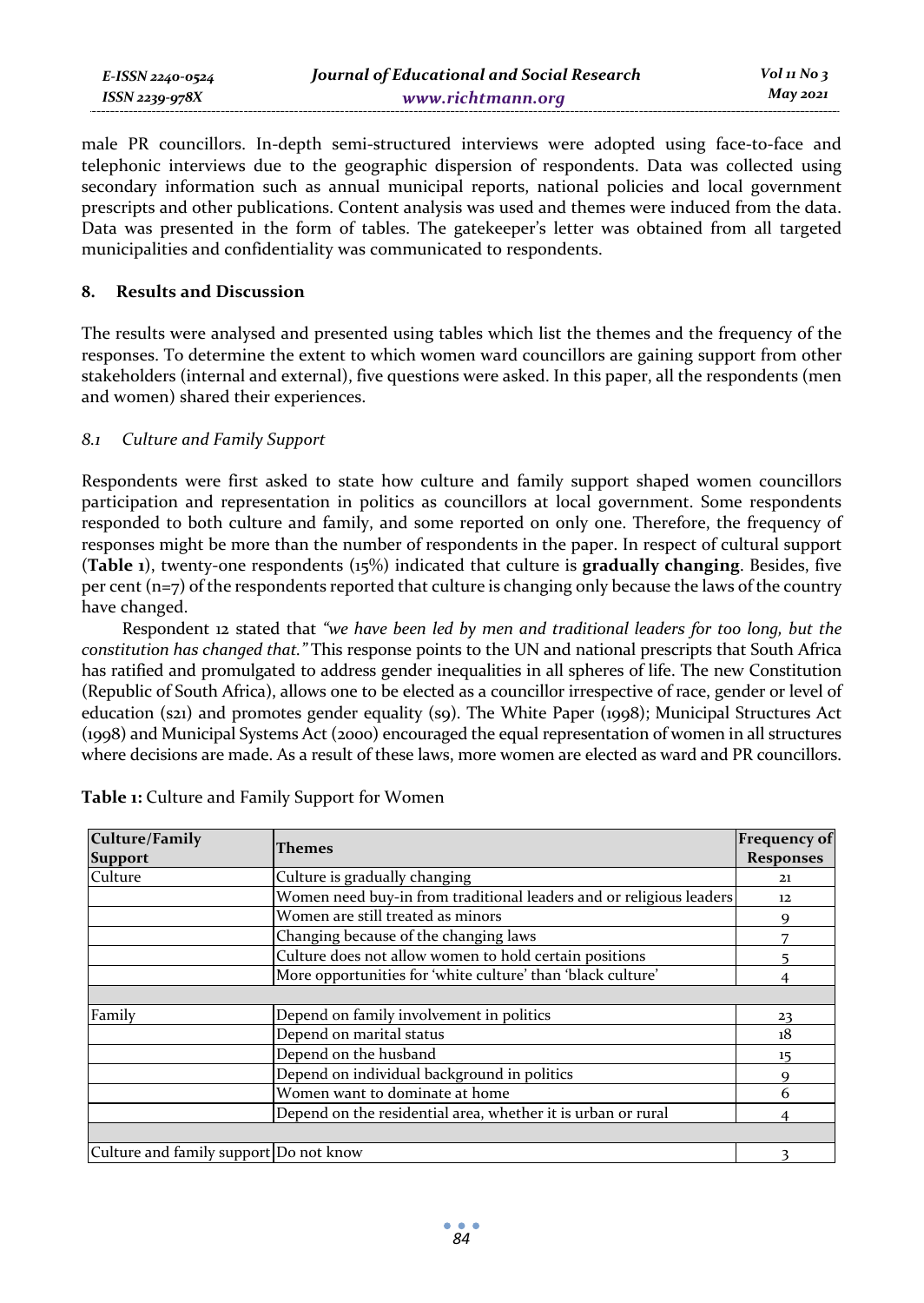male PR councillors. In-depth semi-structured interviews were adopted using face-to-face and telephonic interviews due to the geographic dispersion of respondents. Data was collected using secondary information such as annual municipal reports, national policies and local government prescripts and other publications. Content analysis was used and themes were induced from the data. Data was presented in the form of tables. The gatekeeper's letter was obtained from all targeted municipalities and confidentiality was communicated to respondents.

## 8. Results and Discussion

The results were analysed and presented using tables which list the themes and the frequency of the responses. To determine the extent to which women ward councillors are gaining support from other stakeholders (internal and external), five questions were asked. In this paper, all the respondents (men and women) shared their experiences.

### *8.1 Culture and Family Support*

Respondents were first asked to state how culture and family support shaped women councillors participation and representation in politics as councillors at local government. Some respondents responded to both culture and family, and some reported on only one. Therefore, the frequency of responses might be more than the number of respondents in the paper. In respect of cultural support (**Table 1**), twenty-one respondents (15%) indicated that culture is **gradually changing**. Besides, five per cent (n=7) of the respondents reported that culture is changing only because the laws of the country have changed.

Respondent 12 stated that *"we have been led by men and traditional leaders for too long, but the constitution has changed that."* This response points to the UN and national prescripts that South Africa has ratified and promulgated to address gender inequalities in all spheres of life. The new Constitution (Republic of South Africa), allows one to be elected as a councillor irrespective of race, gender or level of education (s21) and promotes gender equality (s9). The White Paper (1998); Municipal Structures Act (1998) and Municipal Systems Act (2000) encouraged the equal representation of women in all structures where decisions are made. As a result of these laws, more women are elected as ward and PR councillors.

**Table 1:** Culture and Family Support for Women

| Culture/Family Support | Themes | Frequency of Responses |
|---|---|---|
| Culture | Culture is gradually changing | 21 |
| | Women need buy-in from traditional leaders and or religious leaders | 12 |
| | Women are still treated as minors | 9 |
| | Changing because of the changing laws | 7 |
| | Culture does not allow women to hold certain positions | 5 |
| | More opportunities for 'white culture' than 'black culture' | 4 |
| | | |
| Family | Depend on family involvement in politics | 23 |
| | Depend on marital status | 18 |
| | Depend on the husband | 15 |
| | Depend on individual background in politics | 9 |
| | Women want to dominate at home | 6 |
| | Depend on the residential area, whether it is urban or rural | 4 |
| | | |
| Culture and family support | Do not know | 3 |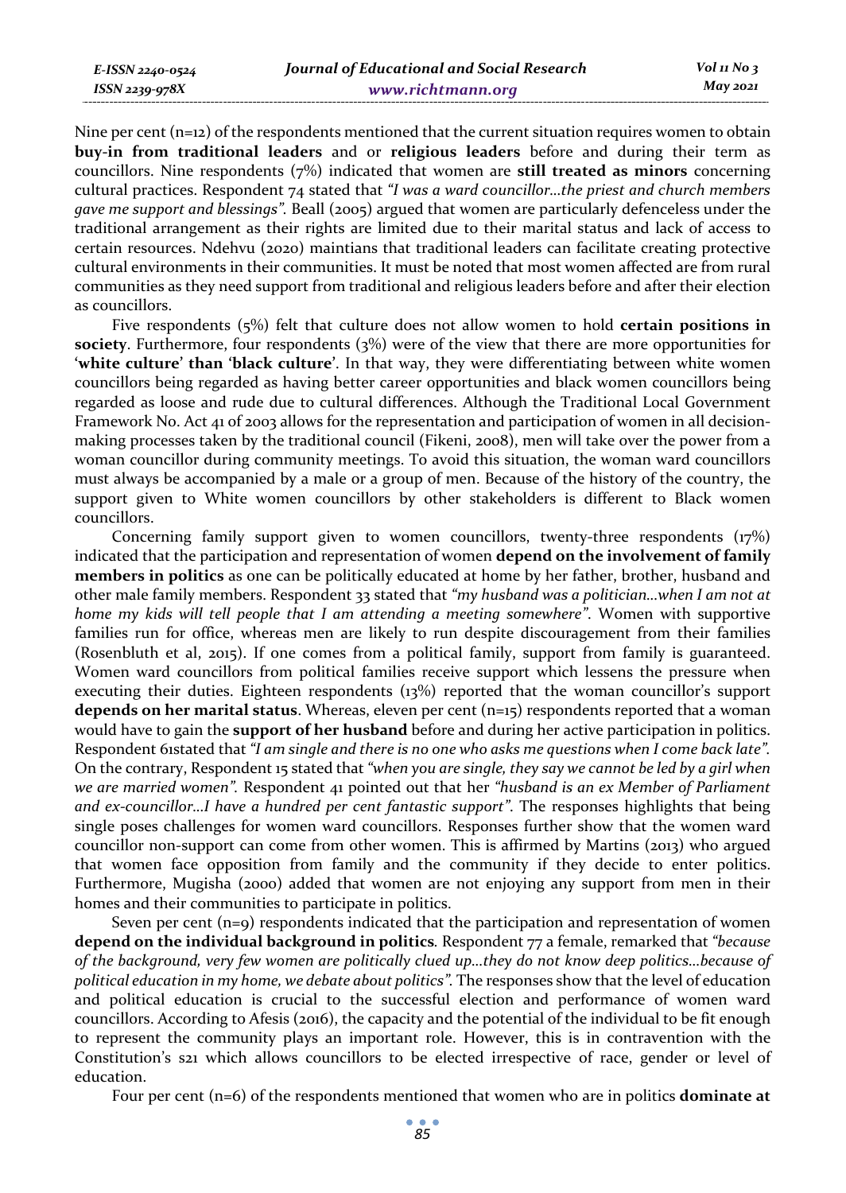Nine per cent (n=12) of the respondents mentioned that the current situation requires women to obtain **buy-in from traditional leaders** and or **religious leaders** before and during their term as councillors. Nine respondents (7%) indicated that women are **still treated as minors** concerning cultural practices. Respondent 74 stated that *"I was a ward councillor…the priest and church members gave me support and blessings"*. Beall (2005) argued that women are particularly defenceless under the traditional arrangement as their rights are limited due to their marital status and lack of access to certain resources. Ndehvu (2020) maintians that traditional leaders can facilitate creating protective cultural environments in their communities. It must be noted that most women affected are from rural communities as they need support from traditional and religious leaders before and after their election as councillors.

Five respondents (5%) felt that culture does not allow women to hold **certain positions in society**. Furthermore, four respondents (3%) were of the view that there are more opportunities for '**white culture**' than '**black culture**'. In that way, they were differentiating between white women councillors being regarded as having better career opportunities and black women councillors being regarded as loose and rude due to cultural differences. Although the Traditional Local Government Framework No. Act 41 of 2003 allows for the representation and participation of women in all decision-making processes taken by the traditional council (Fikeni, 2008), men will take over the power from a woman councillor during community meetings. To avoid this situation, the woman ward councillors must always be accompanied by a male or a group of men. Because of the history of the country, the support given to White women councillors by other stakeholders is different to Black women councillors.

Concerning family support given to women councillors, twenty-three respondents (17%) indicated that the participation and representation of women **depend on the involvement of family members in politics** as one can be politically educated at home by her father, brother, husband and other male family members. Respondent 33 stated that *"my husband was a politician…when I am not at home my kids will tell people that I am attending a meeting somewhere"*. Women with supportive families run for office, whereas men are likely to run despite discouragement from their families (Rosenbluth et al, 2015). If one comes from a political family, support from family is guaranteed. Women ward councillors from political families receive support which lessens the pressure when executing their duties. Eighteen respondents (13%) reported that the woman councillor's support **depends on her marital status**. Whereas, eleven per cent (n=15) respondents reported that a woman would have to gain the **support of her husband** before and during her active participation in politics. Respondent 61stated that *"I am single and there is no one who asks me questions when I come back late"*. On the contrary, Respondent 15 stated that *"when you are single, they say we cannot be led by a girl when we are married women"*. Respondent 41 pointed out that her *"husband is an ex Member of Parliament and ex-councillor…I have a hundred per cent fantastic support"*. The responses highlights that being single poses challenges for women ward councillors. Responses further show that the women ward councillor non-support can come from other women. This is affirmed by Martins (2013) who argued that women face opposition from family and the community if they decide to enter politics. Furthermore, Mugisha (2000) added that women are not enjoying any support from men in their homes and their communities to participate in politics.

Seven per cent (n=9) respondents indicated that the participation and representation of women **depend on the individual background in politics**. Respondent 77 a female, remarked that *"because of the background, very few women are politically clued up…they do not know deep politics…because of political education in my home, we debate about politics"*. The responses show that the level of education and political education is crucial to the successful election and performance of women ward councillors. According to Afesis (2016), the capacity and the potential of the individual to be fit enough to represent the community plays an important role. However, this is in contravention with the Constitution's s21 which allows councillors to be elected irrespective of race, gender or level of education.

Four per cent (n=6) of the respondents mentioned that women who are in politics **dominate at**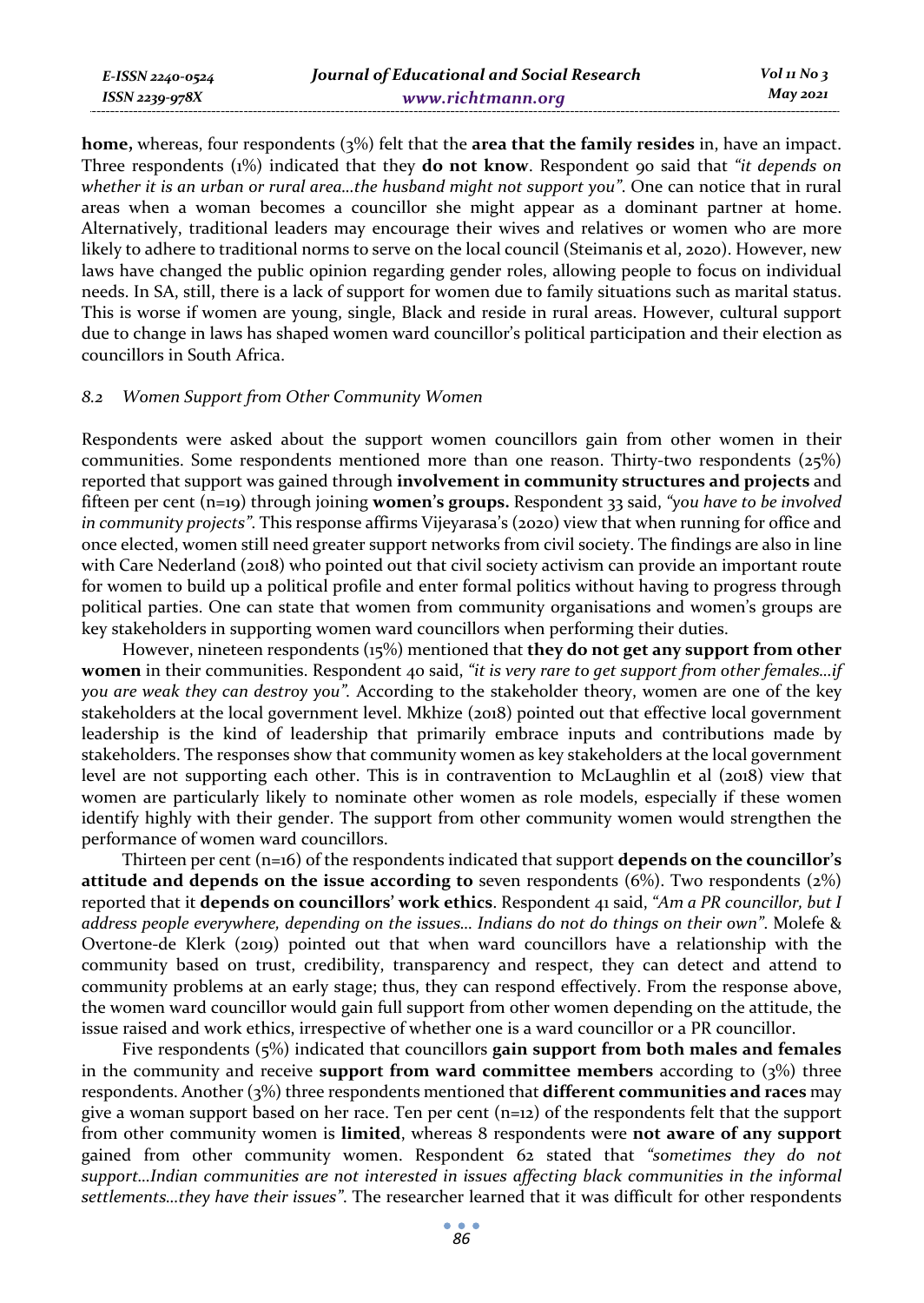**home,** whereas, four respondents (3%) felt that the **area that the family resides** in, have an impact. Three respondents (1%) indicated that they **do not know**. Respondent 90 said that *"it depends on whether it is an urban or rural area…the husband might not support you"*. One can notice that in rural areas when a woman becomes a councillor she might appear as a dominant partner at home. Alternatively, traditional leaders may encourage their wives and relatives or women who are more likely to adhere to traditional norms to serve on the local council (Steimanis et al, 2020). However, new laws have changed the public opinion regarding gender roles, allowing people to focus on individual needs. In SA, still, there is a lack of support for women due to family situations such as marital status. This is worse if women are young, single, Black and reside in rural areas. However, cultural support due to change in laws has shaped women ward councillor's political participation and their election as councillors in South Africa.

### *8.2 Women Support from Other Community Women*

Respondents were asked about the support women councillors gain from other women in their communities. Some respondents mentioned more than one reason. Thirty-two respondents (25%) reported that support was gained through **involvement in community structures and projects** and fifteen per cent (n=19) through joining **women's groups.** Respondent 33 said, *"you have to be involved in community projects"*. This response affirms Vijeyarasa's (2020) view that when running for office and once elected, women still need greater support networks from civil society. The findings are also in line with Care Nederland (2018) who pointed out that civil society activism can provide an important route for women to build up a political profile and enter formal politics without having to progress through political parties. One can state that women from community organisations and women's groups are key stakeholders in supporting women ward councillors when performing their duties.

However, nineteen respondents (15%) mentioned that **they do not get any support from other women** in their communities. Respondent 40 said, *"it is very rare to get support from other females…if you are weak they can destroy you"*. According to the stakeholder theory, women are one of the key stakeholders at the local government level. Mkhize (2018) pointed out that effective local government leadership is the kind of leadership that primarily embrace inputs and contributions made by stakeholders. The responses show that community women as key stakeholders at the local government level are not supporting each other. This is in contravention to McLaughlin et al (2018) view that women are particularly likely to nominate other women as role models, especially if these women identify highly with their gender. The support from other community women would strengthen the performance of women ward councillors.

Thirteen per cent (n=16) of the respondents indicated that support **depends on the councillor's attitude and depends on the issue according to** seven respondents (6%). Two respondents (2%) reported that it **depends on councillors' work ethics**. Respondent 41 said, *"Am a PR councillor, but I address people everywhere, depending on the issues… Indians do not do things on their own"*. Molefe & Overtone-de Klerk (2019) pointed out that when ward councillors have a relationship with the community based on trust, credibility, transparency and respect, they can detect and attend to community problems at an early stage; thus, they can respond effectively. From the response above, the women ward councillor would gain full support from other women depending on the attitude, the issue raised and work ethics, irrespective of whether one is a ward councillor or a PR councillor.

Five respondents (5%) indicated that councillors **gain support from both males and females** in the community and receive **support from ward committee members** according to (3%) three respondents. Another (3%) three respondents mentioned that **different communities and races** may give a woman support based on her race. Ten per cent (n=12) of the respondents felt that the support from other community women is **limited**, whereas 8 respondents were **not aware of any support** gained from other community women. Respondent 62 stated that *"sometimes they do not support…Indian communities are not interested in issues affecting black communities in the informal settlements…they have their issues"*. The researcher learned that it was difficult for other respondents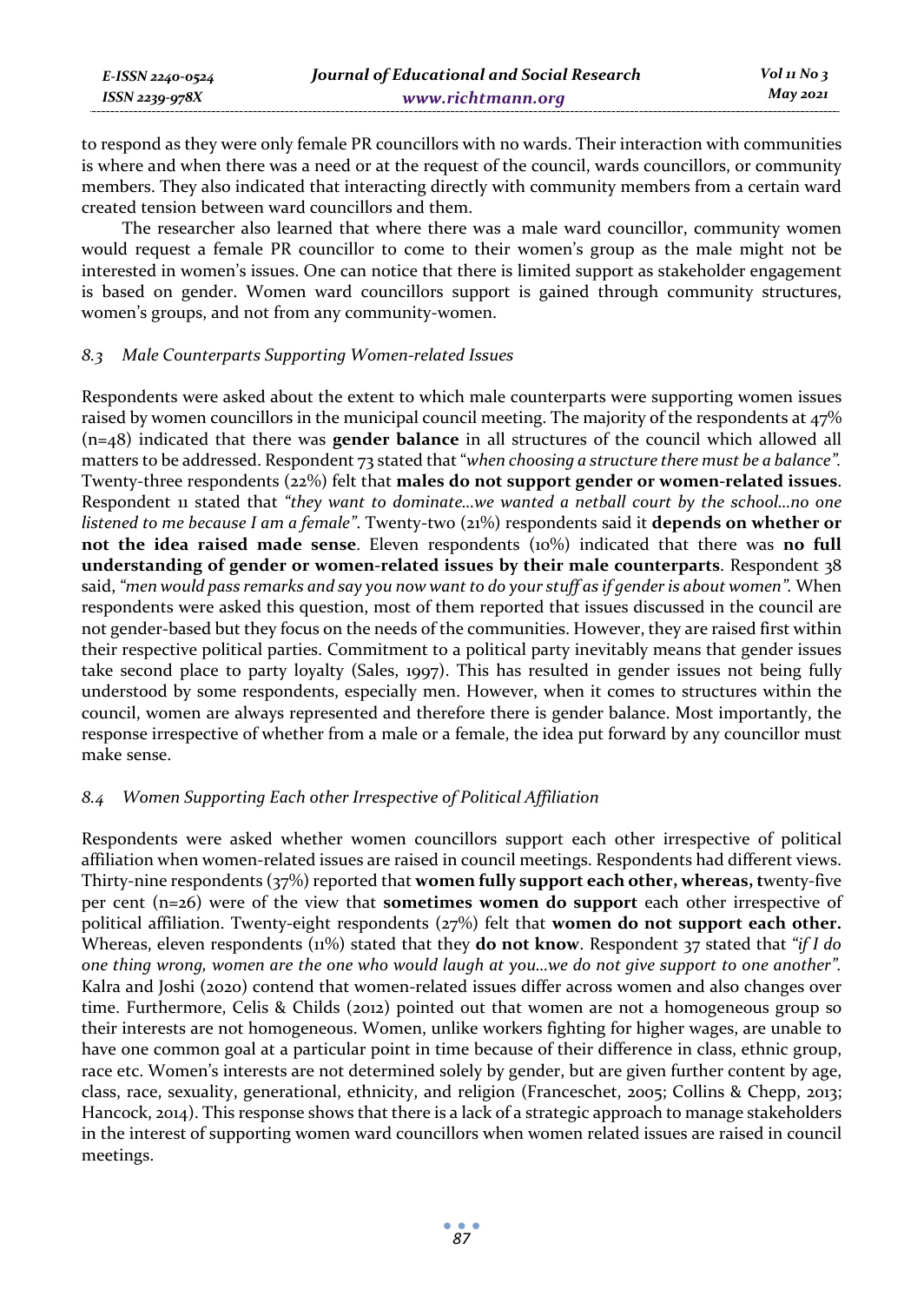to respond as they were only female PR councillors with no wards. Their interaction with communities is where and when there was a need or at the request of the council, wards councillors, or community members. They also indicated that interacting directly with community members from a certain ward created tension between ward councillors and them.

The researcher also learned that where there was a male ward councillor, community women would request a female PR councillor to come to their women's group as the male might not be interested in women's issues. One can notice that there is limited support as stakeholder engagement is based on gender. Women ward councillors support is gained through community structures, women's groups, and not from any community-women.

### *8.3 Male Counterparts Supporting Women-related Issues*

Respondents were asked about the extent to which male counterparts were supporting women issues raised by women councillors in the municipal council meeting. The majority of the respondents at 47% (n=48) indicated that there was **gender balance** in all structures of the council which allowed all matters to be addressed. Respondent 73 stated that "*when choosing a structure there must be a balance*". Twenty-three respondents (22%) felt that **males do not support gender or women-related issues**. Respondent 11 stated that *"they want to dominate…we wanted a netball court by the school…no one listened to me because I am a female"*. Twenty-two (21%) respondents said it **depends on whether or not the idea raised made sense**. Eleven respondents (10%) indicated that there was **no full understanding of gender or women-related issues by their male counterparts**. Respondent 38 said, *"men would pass remarks and say you now want to do your stuff as if gender is about women"*. When respondents were asked this question, most of them reported that issues discussed in the council are not gender-based but they focus on the needs of the communities. However, they are raised first within their respective political parties. Commitment to a political party inevitably means that gender issues take second place to party loyalty (Sales, 1997). This has resulted in gender issues not being fully understood by some respondents, especially men. However, when it comes to structures within the council, women are always represented and therefore there is gender balance. Most importantly, the response irrespective of whether from a male or a female, the idea put forward by any councillor must make sense.

### *8.4 Women Supporting Each other Irrespective of Political Affiliation*

Respondents were asked whether women councillors support each other irrespective of political affiliation when women-related issues are raised in council meetings. Respondents had different views. Thirty-nine respondents (37%) reported that **women fully support each other, whereas, t**wenty-five per cent (n=26) were of the view that **sometimes women do support** each other irrespective of political affiliation. Twenty-eight respondents (27%) felt that **women do not support each other.** Whereas, eleven respondents (11%) stated that they **do not know**. Respondent 37 stated that *"if I do one thing wrong, women are the one who would laugh at you…we do not give support to one another"*. Kalra and Joshi (2020) contend that women-related issues differ across women and also changes over time. Furthermore, Celis & Childs (2012) pointed out that women are not a homogeneous group so their interests are not homogeneous. Women, unlike workers fighting for higher wages, are unable to have one common goal at a particular point in time because of their difference in class, ethnic group, race etc. Women's interests are not determined solely by gender, but are given further content by age, class, race, sexuality, generational, ethnicity, and religion (Franceschet, 2005; Collins & Chepp, 2013; Hancock, 2014). This response shows that there is a lack of a strategic approach to manage stakeholders in the interest of supporting women ward councillors when women related issues are raised in council meetings.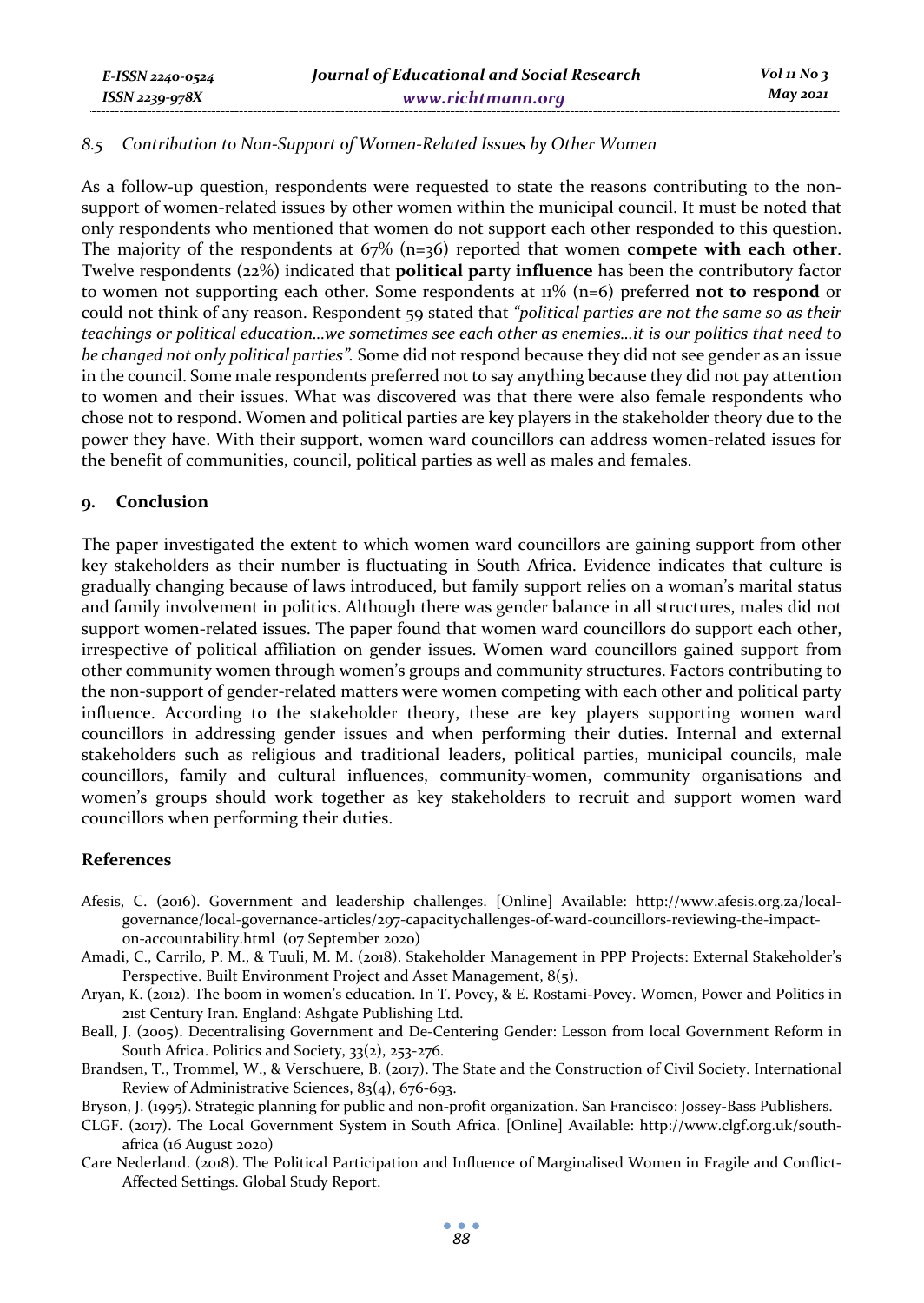### 8.5 *Contribution to Non-Support of Women-Related Issues by Other Women*

As a follow-up question, respondents were requested to state the reasons contributing to the non-support of women-related issues by other women within the municipal council. It must be noted that only respondents who mentioned that women do not support each other responded to this question. The majority of the respondents at 67% (n=36) reported that women **compete with each other**. Twelve respondents (22%) indicated that **political party influence** has been the contributory factor to women not supporting each other. Some respondents at 11% (n=6) preferred **not to respond** or could not think of any reason. Respondent 59 stated that *"political parties are not the same so as their teachings or political education…we sometimes see each other as enemies…it is our politics that need to be changed not only political parties".* Some did not respond because they did not see gender as an issue in the council. Some male respondents preferred not to say anything because they did not pay attention to women and their issues. What was discovered was that there were also female respondents who chose not to respond. Women and political parties are key players in the stakeholder theory due to the power they have. With their support, women ward councillors can address women-related issues for the benefit of communities, council, political parties as well as males and females.

## 9. Conclusion

The paper investigated the extent to which women ward councillors are gaining support from other key stakeholders as their number is fluctuating in South Africa. Evidence indicates that culture is gradually changing because of laws introduced, but family support relies on a woman's marital status and family involvement in politics. Although there was gender balance in all structures, males did not support women-related issues. The paper found that women ward councillors do support each other, irrespective of political affiliation on gender issues. Women ward councillors gained support from other community women through women's groups and community structures. Factors contributing to the non-support of gender-related matters were women competing with each other and political party influence. According to the stakeholder theory, these are key players supporting women ward councillors in addressing gender issues and when performing their duties. Internal and external stakeholders such as religious and traditional leaders, political parties, municipal councils, male councillors, family and cultural influences, community-women, community organisations and women's groups should work together as key stakeholders to recruit and support women ward councillors when performing their duties.

## References

Afesis, C. (2016). Government and leadership challenges. [Online] Available: http://www.afesis.org.za/local-governance/local-governance-articles/297-capacitychallenges-of-ward-councillors-reviewing-the-impact-on-accountability.html (07 September 2020)

Amadi, C., Carrilo, P. M., & Tuuli, M. M. (2018). Stakeholder Management in PPP Projects: External Stakeholder's Perspective. Built Environment Project and Asset Management, 8(5).

Aryan, K. (2012). The boom in women's education. In T. Povey, & E. Rostami-Povey. Women, Power and Politics in 21st Century Iran. England: Ashgate Publishing Ltd.

Beall, J. (2005). Decentralising Government and De-Centering Gender: Lesson from local Government Reform in South Africa. Politics and Society, 33(2), 253-276.

Brandsen, T., Trommel, W., & Verschuere, B. (2017). The State and the Construction of Civil Society. International Review of Administrative Sciences, 83(4), 676-693.

Bryson, J. (1995). Strategic planning for public and non-profit organization. San Francisco: Jossey-Bass Publishers.

CLGF. (2017). The Local Government System in South Africa. [Online] Available: http://www.clgf.org.uk/south-africa (16 August 2020)

Care Nederland. (2018). The Political Participation and Influence of Marginalised Women in Fragile and Conflict-Affected Settings. Global Study Report.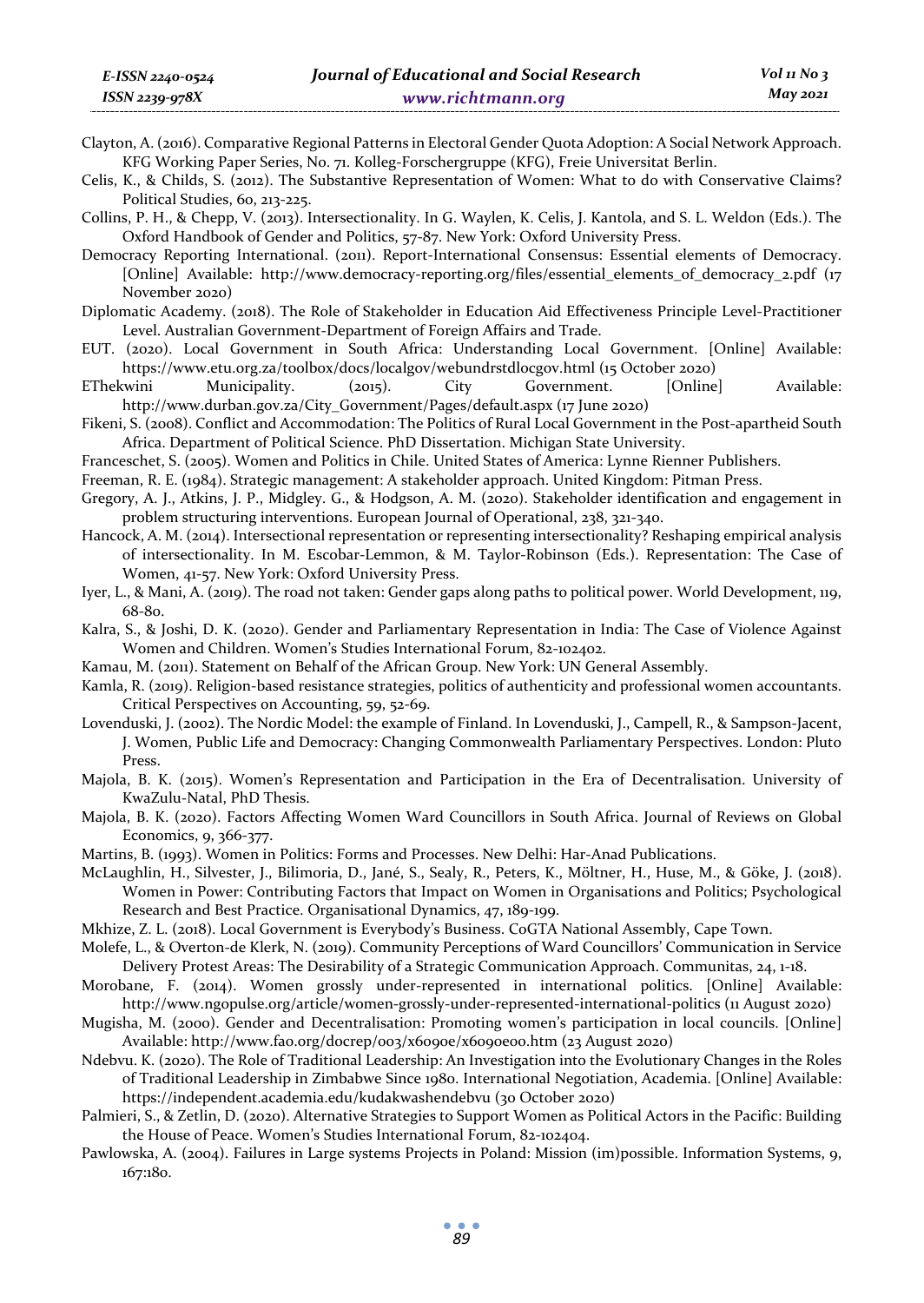Clayton, A. (2016). Comparative Regional Patterns in Electoral Gender Quota Adoption: A Social Network Approach. KFG Working Paper Series, No. 71. Kolleg-Forschergruppe (KFG), Freie Universitat Berlin.

Celis, K., & Childs, S. (2012). The Substantive Representation of Women: What to do with Conservative Claims? Political Studies, 60, 213-225.

Collins, P. H., & Chepp, V. (2013). Intersectionality. In G. Waylen, K. Celis, J. Kantola, and S. L. Weldon (Eds.). The Oxford Handbook of Gender and Politics, 57-87. New York: Oxford University Press.

Democracy Reporting International. (2011). Report-International Consensus: Essential elements of Democracy. [Online] Available: http://www.democracy-reporting.org/files/essential_elements_of_democracy_2.pdf (17 November 2020)

Diplomatic Academy. (2018). The Role of Stakeholder in Education Aid Effectiveness Principle Level-Practitioner Level. Australian Government-Department of Foreign Affairs and Trade.

EUT. (2020). Local Government in South Africa: Understanding Local Government. [Online] Available: https://www.etu.org.za/toolbox/docs/localgov/webundrstdlocgov.html (15 October 2020)

EThekwini Municipality. (2015). City Government. [Online] Available: http://www.durban.gov.za/City_Government/Pages/default.aspx (17 June 2020)

Fikeni, S. (2008). Conflict and Accommodation: The Politics of Rural Local Government in the Post-apartheid South Africa. Department of Political Science. PhD Dissertation. Michigan State University.

Franceschet, S. (2005). Women and Politics in Chile. United States of America: Lynne Rienner Publishers.

Freeman, R. E. (1984). Strategic management: A stakeholder approach. United Kingdom: Pitman Press.

Gregory, A. J., Atkins, J. P., Midgley. G., & Hodgson, A. M. (2020). Stakeholder identification and engagement in problem structuring interventions. European Journal of Operational, 238, 321-340.

Hancock, A. M. (2014). Intersectional representation or representing intersectionality? Reshaping empirical analysis of intersectionality. In M. Escobar-Lemmon, & M. Taylor-Robinson (Eds.). Representation: The Case of Women, 41-57. New York: Oxford University Press.

Iyer, L., & Mani, A. (2019). The road not taken: Gender gaps along paths to political power. World Development, 119, 68-80.

Kalra, S., & Joshi, D. K. (2020). Gender and Parliamentary Representation in India: The Case of Violence Against Women and Children. Women's Studies International Forum, 82-102402.

Kamau, M. (2011). Statement on Behalf of the African Group. New York: UN General Assembly.

Kamla, R. (2019). Religion-based resistance strategies, politics of authenticity and professional women accountants. Critical Perspectives on Accounting, 59, 52-69.

Lovenduski, J. (2002). The Nordic Model: the example of Finland. In Lovenduski, J., Campell, R., & Sampson-Jacent, J. Women, Public Life and Democracy: Changing Commonwealth Parliamentary Perspectives. London: Pluto Press.

Majola, B. K. (2015). Women's Representation and Participation in the Era of Decentralisation. University of KwaZulu-Natal, PhD Thesis.

Majola, B. K. (2020). Factors Affecting Women Ward Councillors in South Africa. Journal of Reviews on Global Economics, 9, 366-377.

Martins, B. (1993). Women in Politics: Forms and Processes. New Delhi: Har-Anad Publications.

McLaughlin, H., Silvester, J., Bilimoria, D., Jané, S., Sealy, R., Peters, K., Möltner, H., Huse, M., & Göke, J. (2018). Women in Power: Contributing Factors that Impact on Women in Organisations and Politics; Psychological Research and Best Practice. Organisational Dynamics, 47, 189-199.

Mkhize, Z. L. (2018). Local Government is Everybody's Business. CoGTA National Assembly, Cape Town.

Molefe, L., & Overton-de Klerk, N. (2019). Community Perceptions of Ward Councillors' Communication in Service Delivery Protest Areas: The Desirability of a Strategic Communication Approach. Communitas, 24, 1-18.

Morobane, F. (2014). Women grossly under-represented in international politics. [Online] Available: http://www.ngopulse.org/article/women-grossly-under-represented-international-politics (11 August 2020)

Mugisha, M. (2000). Gender and Decentralisation: Promoting women's participation in local councils. [Online] Available: http://www.fao.org/docrep/003/x6090e/x6090e00.htm (23 August 2020)

Ndebvu. K. (2020). The Role of Traditional Leadership: An Investigation into the Evolutionary Changes in the Roles of Traditional Leadership in Zimbabwe Since 1980. International Negotiation, Academia. [Online] Available: https://independent.academia.edu/kudakwashendebvu (30 October 2020)

Palmieri, S., & Zetlin, D. (2020). Alternative Strategies to Support Women as Political Actors in the Pacific: Building the House of Peace. Women's Studies International Forum, 82-102404.

Pawlowska, A. (2004). Failures in Large systems Projects in Poland: Mission (im)possible. Information Systems, 9, 167:180.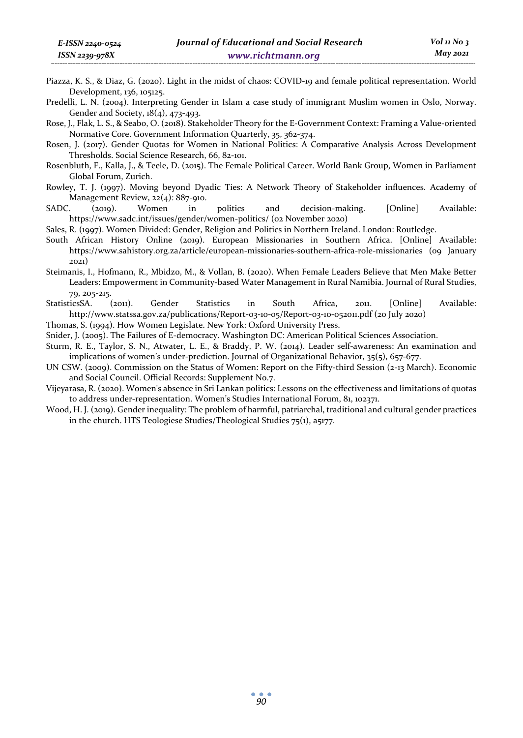Piazza, K. S., & Diaz, G. (2020). Light in the midst of chaos: COVID-19 and female political representation. World Development, 136, 105125.

Predelli, L. N. (2004). Interpreting Gender in Islam a case study of immigrant Muslim women in Oslo, Norway. Gender and Society, 18(4), 473-493.

Rose, J., Flak, L. S., & Seabo, O. (2018). Stakeholder Theory for the E-Government Context: Framing a Value-oriented Normative Core. Government Information Quarterly, 35, 362-374.

Rosen, J. (2017). Gender Quotas for Women in National Politics: A Comparative Analysis Across Development Thresholds. Social Science Research, 66, 82-101.

Rosenbluth, F., Kalla, J., & Teele, D. (2015). The Female Political Career. World Bank Group, Women in Parliament Global Forum, Zurich.

Rowley, T. J. (1997). Moving beyond Dyadic Ties: A Network Theory of Stakeholder influences. Academy of Management Review, 22(4): 887-910.

SADC. (2019). Women in politics and decision-making. [Online] Available: https://www.sadc.int/issues/gender/women-politics/ (02 November 2020)

Sales, R. (1997). Women Divided: Gender, Religion and Politics in Northern Ireland. London: Routledge.

South African History Online (2019). European Missionaries in Southern Africa. [Online] Available: https://www.sahistory.org.za/article/european-missionaries-southern-africa-role-missionaries (09 January 2021)

Steimanis, I., Hofmann, R., Mbidzo, M., & Vollan, B. (2020). When Female Leaders Believe that Men Make Better Leaders: Empowerment in Community-based Water Management in Rural Namibia. Journal of Rural Studies, 79, 205-215.

StatisticsSA. (2011). Gender Statistics in South Africa, 2011. [Online] Available: http://www.statssa.gov.za/publications/Report-03-10-05/Report-03-10-052011.pdf (20 July 2020)

Thomas, S. (1994). How Women Legislate. New York: Oxford University Press.

Snider, J. (2005). The Failures of E-democracy. Washington DC: American Political Sciences Association.

Sturm, R. E., Taylor, S. N., Atwater, L. E., & Braddy, P. W. (2014). Leader self-awareness: An examination and implications of women's under-prediction. Journal of Organizational Behavior, 35(5), 657-677.

UN CSW. (2009). Commission on the Status of Women: Report on the Fifty-third Session (2-13 March). Economic and Social Council. Official Records: Supplement No.7.

Vijeyarasa, R. (2020). Women's absence in Sri Lankan politics: Lessons on the effectiveness and limitations of quotas to address under-representation. Women's Studies International Forum, 81, 102371.

Wood, H. J. (2019). Gender inequality: The problem of harmful, patriarchal, traditional and cultural gender practices in the church. HTS Teologiese Studies/Theological Studies 75(1), a5177.